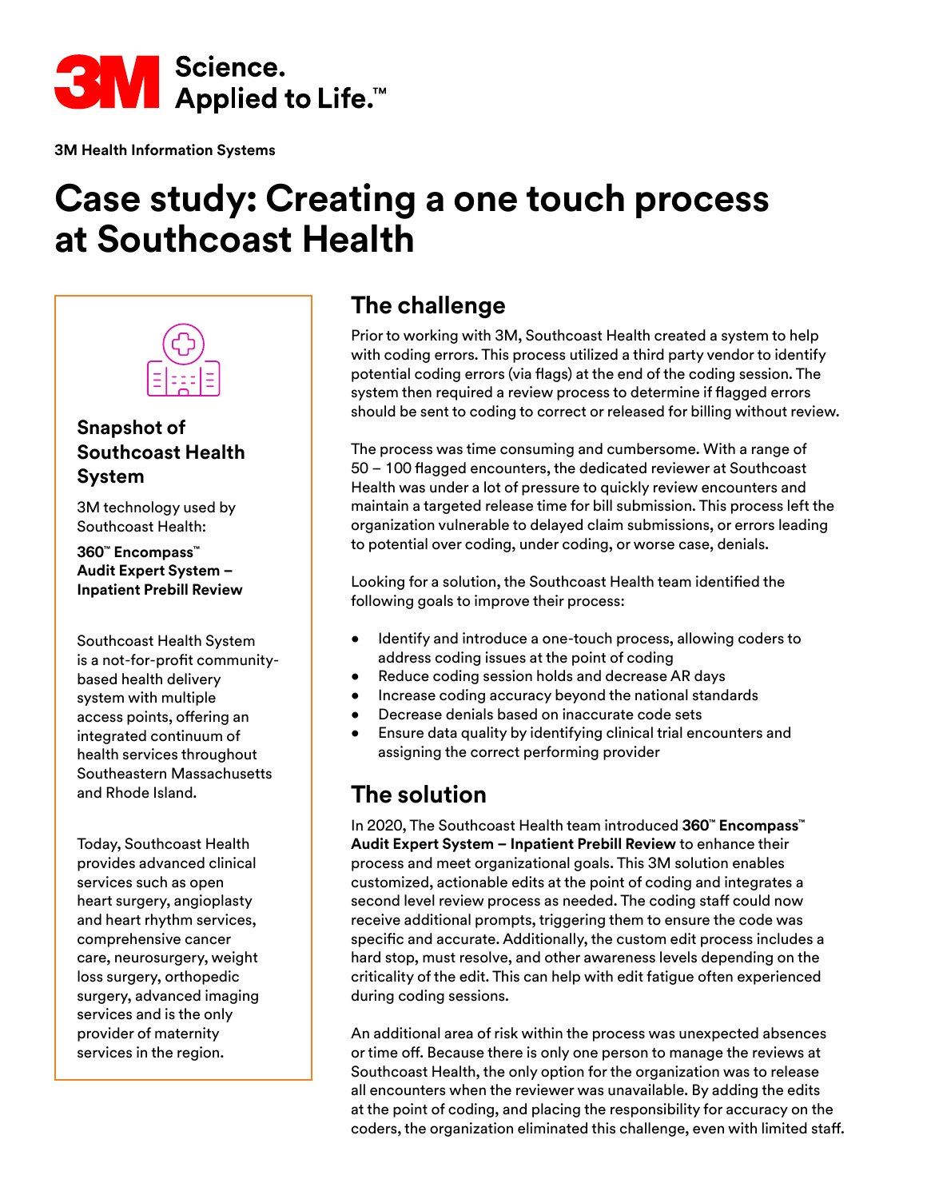**3M Health Information Systems**

# Case study: Creating a one touch process at Southcoast Health

### Snapshot of Southcoast Health System

3M technology used by Southcoast Health:

**360™ Encompass™ Audit Expert System – Inpatient Prebill Review**

Southcoast Health System is a not-for-profit community-based health delivery system with multiple access points, offering an integrated continuum of health services throughout Southeastern Massachusetts and Rhode Island.

Today, Southcoast Health provides advanced clinical services such as open heart surgery, angioplasty and heart rhythm services, comprehensive cancer care, neurosurgery, weight loss surgery, orthopedic surgery, advanced imaging services and is the only provider of maternity services in the region.

## The challenge

Prior to working with 3M, Southcoast Health created a system to help with coding errors. This process utilized a third party vendor to identify potential coding errors (via flags) at the end of the coding session. The system then required a review process to determine if flagged errors should be sent to coding to correct or released for billing without review.

The process was time consuming and cumbersome. With a range of 50 – 100 flagged encounters, the dedicated reviewer at Southcoast Health was under a lot of pressure to quickly review encounters and maintain a targeted release time for bill submission. This process left the organization vulnerable to delayed claim submissions, or errors leading to potential over coding, under coding, or worse case, denials.

Looking for a solution, the Southcoast Health team identified the following goals to improve their process:

- Identify and introduce a one-touch process, allowing coders to address coding issues at the point of coding
- Reduce coding session holds and decrease AR days
- Increase coding accuracy beyond the national standards
- Decrease denials based on inaccurate code sets
- Ensure data quality by identifying clinical trial encounters and assigning the correct performing provider

## The solution

In 2020, The Southcoast Health team introduced **360™ Encompass™ Audit Expert System – Inpatient Prebill Review** to enhance their process and meet organizational goals. This 3M solution enables customized, actionable edits at the point of coding and integrates a second level review process as needed. The coding staff could now receive additional prompts, triggering them to ensure the code was specific and accurate. Additionally, the custom edit process includes a hard stop, must resolve, and other awareness levels depending on the criticality of the edit. This can help with edit fatigue often experienced during coding sessions.

An additional area of risk within the process was unexpected absences or time off. Because there is only one person to manage the reviews at Southcoast Health, the only option for the organization was to release all encounters when the reviewer was unavailable. By adding the edits at the point of coding, and placing the responsibility for accuracy on the coders, the organization eliminated this challenge, even with limited staff.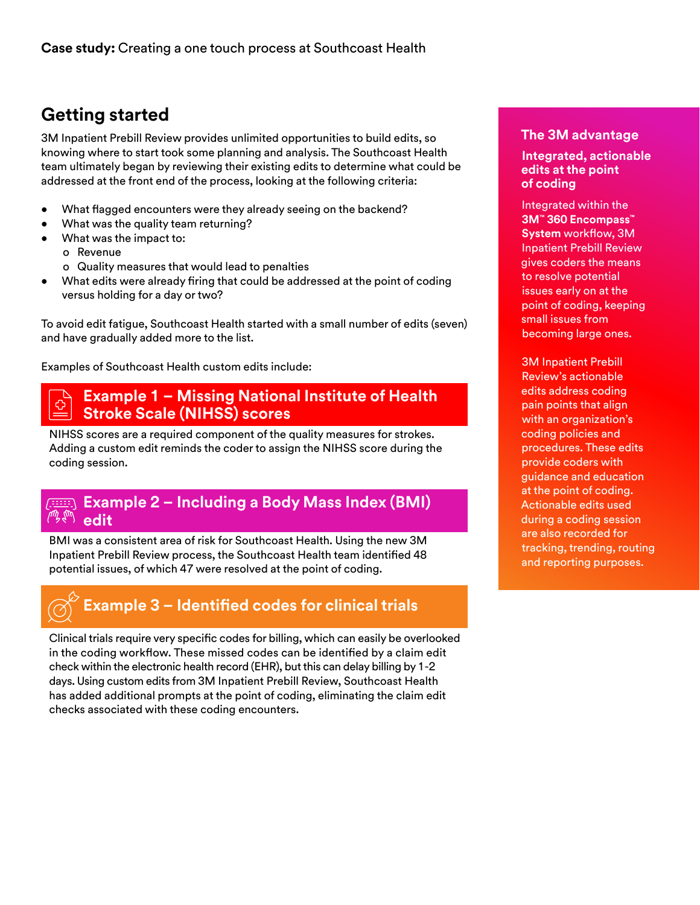## Getting started

3M Inpatient Prebill Review provides unlimited opportunities to build edits, so knowing where to start took some planning and analysis. The Southcoast Health team ultimately began by reviewing their existing edits to determine what could be addressed at the front end of the process, looking at the following criteria:

- What flagged encounters were they already seeing on the backend?
- What was the quality team returning?
- What was the impact to:
  - Revenue
  - Quality measures that would lead to penalties
- What edits were already firing that could be addressed at the point of coding versus holding for a day or two?

To avoid edit fatigue, Southcoast Health started with a small number of edits (seven) and have gradually added more to the list.

Examples of Southcoast Health custom edits include:

### Example 1 – Missing National Institute of Health Stroke Scale (NIHSS) scores

NIHSS scores are a required component of the quality measures for strokes. Adding a custom edit reminds the coder to assign the NIHSS score during the coding session.

### Example 2 – Including a Body Mass Index (BMI) edit

BMI was a consistent area of risk for Southcoast Health. Using the new 3M Inpatient Prebill Review process, the Southcoast Health team identified 48 potential issues, of which 47 were resolved at the point of coding.

### Example 3 – Identified codes for clinical trials

Clinical trials require very specific codes for billing, which can easily be overlooked in the coding workflow. These missed codes can be identified by a claim edit check within the electronic health record (EHR), but this can delay billing by 1-2 days. Using custom edits from 3M Inpatient Prebill Review, Southcoast Health has added additional prompts at the point of coding, eliminating the claim edit checks associated with these coding encounters.

### The 3M advantage

**Integrated, actionable edits at the point of coding**

Integrated within the **3M™ 360 Encompass™ System** workflow, 3M Inpatient Prebill Review gives coders the means to resolve potential issues early on at the point of coding, keeping small issues from becoming large ones.

3M Inpatient Prebill Review's actionable edits address coding pain points that align with an organization's coding policies and procedures. These edits provide coders with guidance and education at the point of coding. Actionable edits used during a coding session are also recorded for tracking, trending, routing and reporting purposes.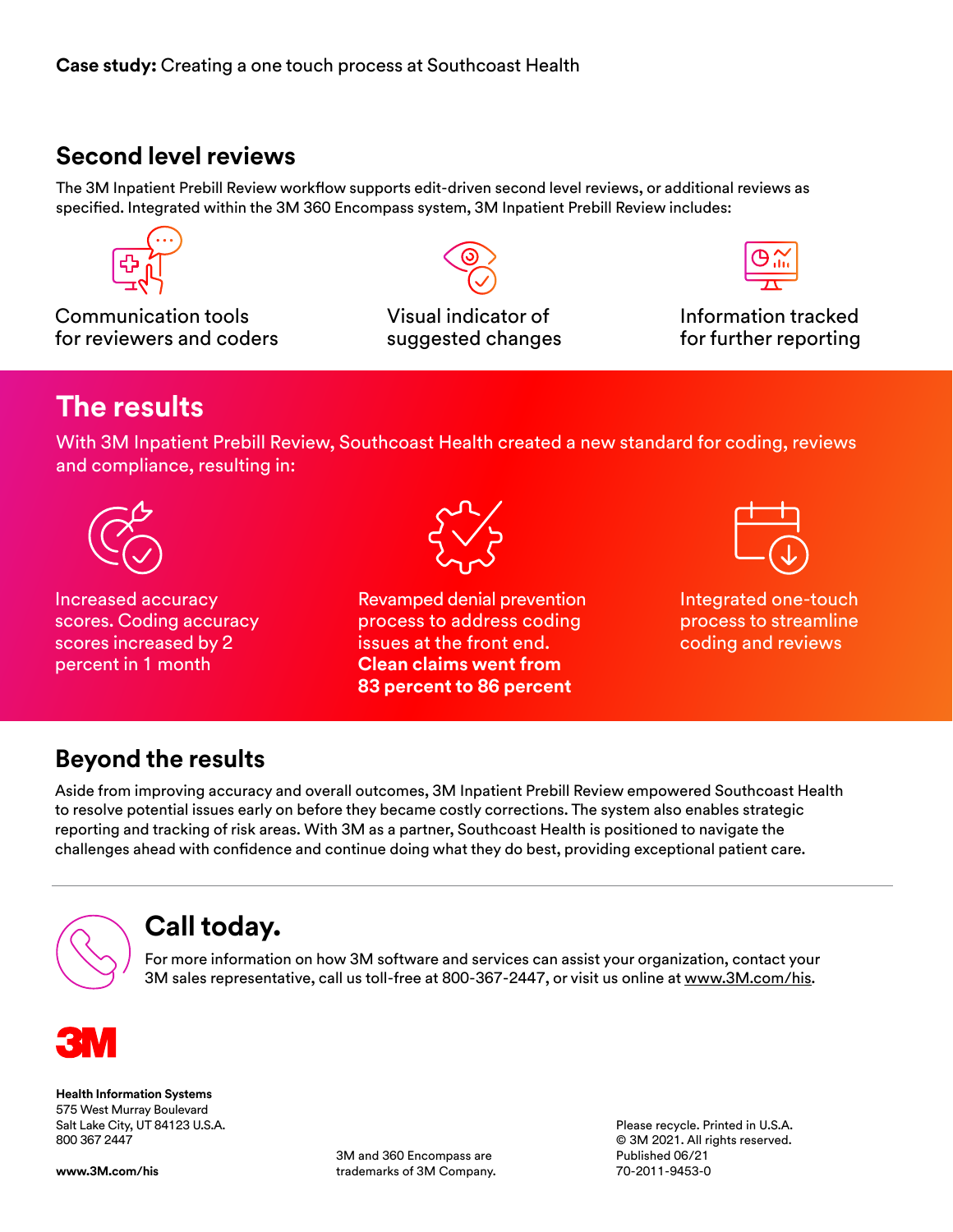**Case study:** Creating a one touch process at Southcoast Health

## Second level reviews

The 3M Inpatient Prebill Review workflow supports edit-driven second level reviews, or additional reviews as specified. Integrated within the 3M 360 Encompass system, 3M Inpatient Prebill Review includes:

- Communication tools for reviewers and coders
- Visual indicator of suggested changes
- Information tracked for further reporting

## The results

With 3M Inpatient Prebill Review, Southcoast Health created a new standard for coding, reviews and compliance, resulting in:

- Increased accuracy scores. Coding accuracy scores increased by 2 percent in 1 month
- Revamped denial prevention process to address coding issues at the front end. **Clean claims went from 83 percent to 86 percent**
- Integrated one-touch process to streamline coding and reviews

## Beyond the results

Aside from improving accuracy and overall outcomes, 3M Inpatient Prebill Review empowered Southcoast Health to resolve potential issues early on before they became costly corrections. The system also enables strategic reporting and tracking of risk areas. With 3M as a partner, Southcoast Health is positioned to navigate the challenges ahead with confidence and continue doing what they do best, providing exceptional patient care.

## Call today.

For more information on how 3M software and services can assist your organization, contact your 3M sales representative, call us toll-free at 800-367-2447, or visit us online at www.3M.com/his.

3M

**Health Information Systems**
575 West Murray Boulevard
Salt Lake City, UT 84123 U.S.A.
800 367 2447

**www.3M.com/his**

3M and 360 Encompass are trademarks of 3M Company.

Please recycle. Printed in U.S.A.
© 3M 2021. All rights reserved.
Published 06/21
70-2011-9453-0